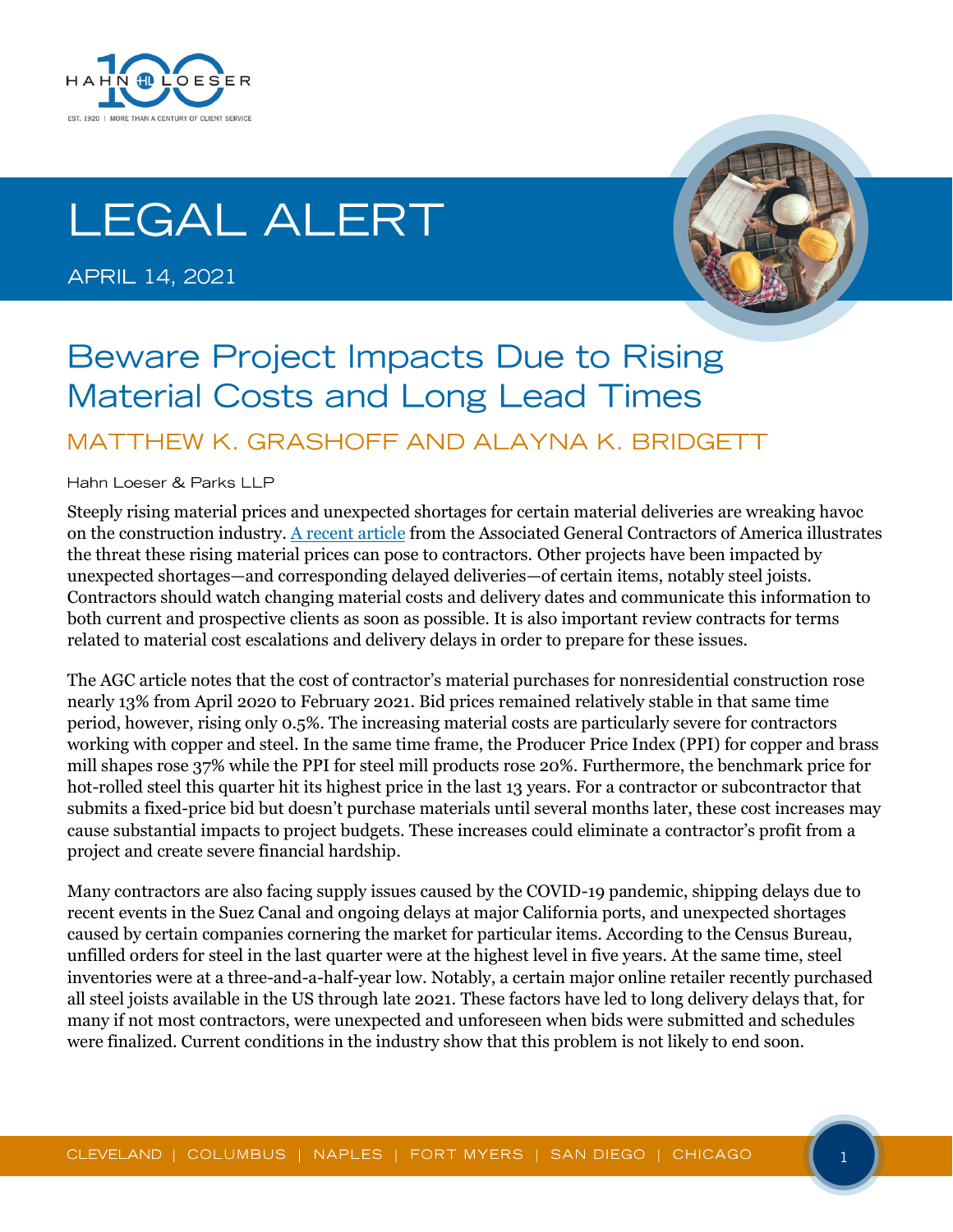# LEGAL ALERT

APRIL 14, 2021

## Beware Project Impacts Due to Rising Material Costs and Long Lead Times

### MATTHEW K. GRASHOFF AND ALAYNA K. BRIDGETT

Hahn Loeser & Parks LLP

Steeply rising material prices and unexpected shortages for certain material deliveries are wreaking havoc on the construction industry. A recent article from the Associated General Contractors of America illustrates the threat these rising material prices can pose to contractors. Other projects have been impacted by unexpected shortages—and corresponding delayed deliveries—of certain items, notably steel joists. Contractors should watch changing material costs and delivery dates and communicate this information to both current and prospective clients as soon as possible. It is also important review contracts for terms related to material cost escalations and delivery delays in order to prepare for these issues.

The AGC article notes that the cost of contractor's material purchases for nonresidential construction rose nearly 13% from April 2020 to February 2021. Bid prices remained relatively stable in that same time period, however, rising only 0.5%. The increasing material costs are particularly severe for contractors working with copper and steel. In the same time frame, the Producer Price Index (PPI) for copper and brass mill shapes rose 37% while the PPI for steel mill products rose 20%. Furthermore, the benchmark price for hot-rolled steel this quarter hit its highest price in the last 13 years. For a contractor or subcontractor that submits a fixed-price bid but doesn't purchase materials until several months later, these cost increases may cause substantial impacts to project budgets. These increases could eliminate a contractor's profit from a project and create severe financial hardship.

Many contractors are also facing supply issues caused by the COVID-19 pandemic, shipping delays due to recent events in the Suez Canal and ongoing delays at major California ports, and unexpected shortages caused by certain companies cornering the market for particular items. According to the Census Bureau, unfilled orders for steel in the last quarter were at the highest level in five years. At the same time, steel inventories were at a three-and-a-half-year low. Notably, a certain major online retailer recently purchased all steel joists available in the US through late 2021. These factors have led to long delivery delays that, for many if not most contractors, were unexpected and unforeseen when bids were submitted and schedules were finalized. Current conditions in the industry show that this problem is not likely to end soon.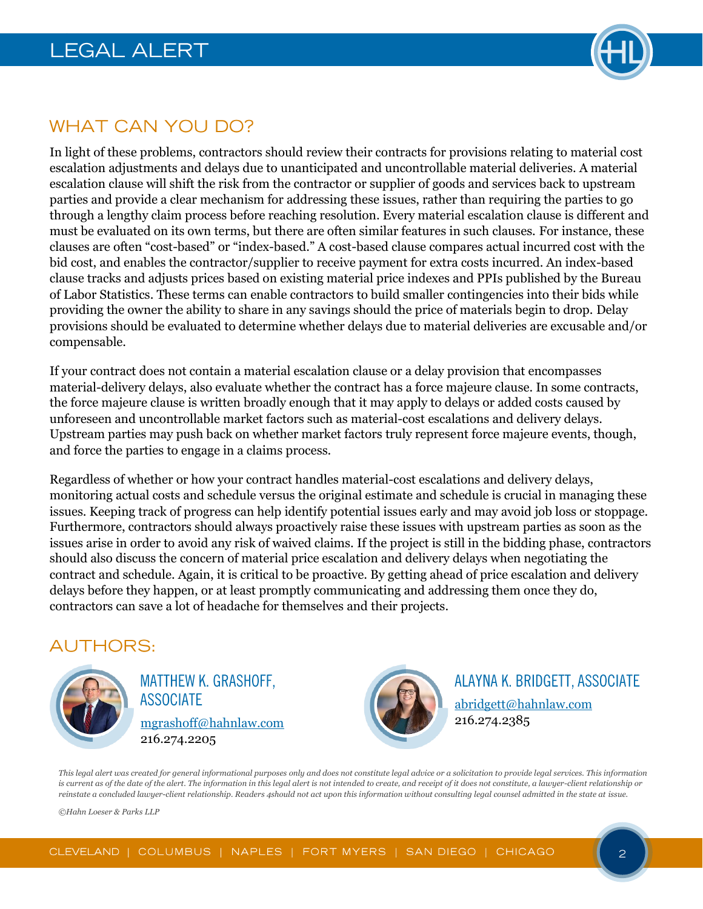## WHAT CAN YOU DO?

In light of these problems, contractors should review their contracts for provisions relating to material cost escalation adjustments and delays due to unanticipated and uncontrollable material deliveries. A material escalation clause will shift the risk from the contractor or supplier of goods and services back to upstream parties and provide a clear mechanism for addressing these issues, rather than requiring the parties to go through a lengthy claim process before reaching resolution. Every material escalation clause is different and must be evaluated on its own terms, but there are often similar features in such clauses. For instance, these clauses are often "cost-based" or "index-based." A cost-based clause compares actual incurred cost with the bid cost, and enables the contractor/supplier to receive payment for extra costs incurred. An index-based clause tracks and adjusts prices based on existing material price indexes and PPIs published by the Bureau of Labor Statistics. These terms can enable contractors to build smaller contingencies into their bids while providing the owner the ability to share in any savings should the price of materials begin to drop. Delay provisions should be evaluated to determine whether delays due to material deliveries are excusable and/or compensable.

If your contract does not contain a material escalation clause or a delay provision that encompasses material-delivery delays, also evaluate whether the contract has a force majeure clause. In some contracts, the force majeure clause is written broadly enough that it may apply to delays or added costs caused by unforeseen and uncontrollable market factors such as material-cost escalations and delivery delays. Upstream parties may push back on whether market factors truly represent force majeure events, though, and force the parties to engage in a claims process.

Regardless of whether or how your contract handles material-cost escalations and delivery delays, monitoring actual costs and schedule versus the original estimate and schedule is crucial in managing these issues. Keeping track of progress can help identify potential issues early and may avoid job loss or stoppage. Furthermore, contractors should always proactively raise these issues with upstream parties as soon as the issues arise in order to avoid any risk of waived claims. If the project is still in the bidding phase, contractors should also discuss the concern of material price escalation and delivery delays when negotiating the contract and schedule. Again, it is critical to be proactive. By getting ahead of price escalation and delivery delays before they happen, or at least promptly communicating and addressing them once they do, contractors can save a lot of headache for themselves and their projects.

## AUTHORS:

### MATTHEW K. GRASHOFF, ASSOCIATE

mgrashoff@hahnlaw.com
216.274.2205

### ALAYNA K. BRIDGETT, ASSOCIATE

abridgett@hahnlaw.com
216.274.2385

*This legal alert was created for general informational purposes only and does not constitute legal advice or a solicitation to provide legal services. This information is current as of the date of the alert. The information in this legal alert is not intended to create, and receipt of it does not constitute, a lawyer-client relationship or reinstate a concluded lawyer-client relationship. Readers 4should not act upon this information without consulting legal counsel admitted in the state at issue.*

*©Hahn Loeser & Parks LLP*